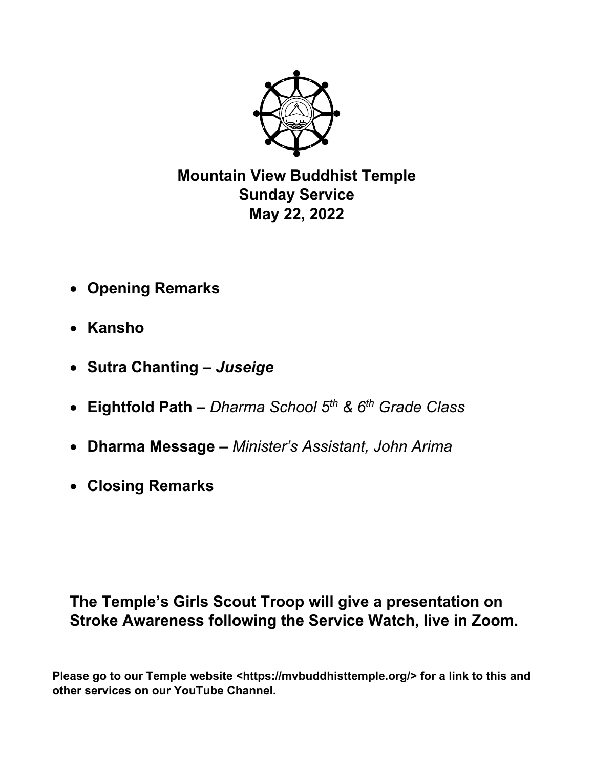# Mountain View Buddhist Temple
## Sunday Service
## May 22, 2022

- **Opening Remarks**
- **Kansho**
- **Sutra Chanting –** ***Juseige***
- **Eightfold Path –** *Dharma School 5th & 6th Grade Class*
- **Dharma Message –** *Minister's Assistant, John Arima*
- **Closing Remarks**

**The Temple's Girls Scout Troop will give a presentation on Stroke Awareness following the Service Watch, live in Zoom.**

**Please go to our Temple website <https://mvbuddhisttemple.org/> for a link to this and other services on our YouTube Channel.**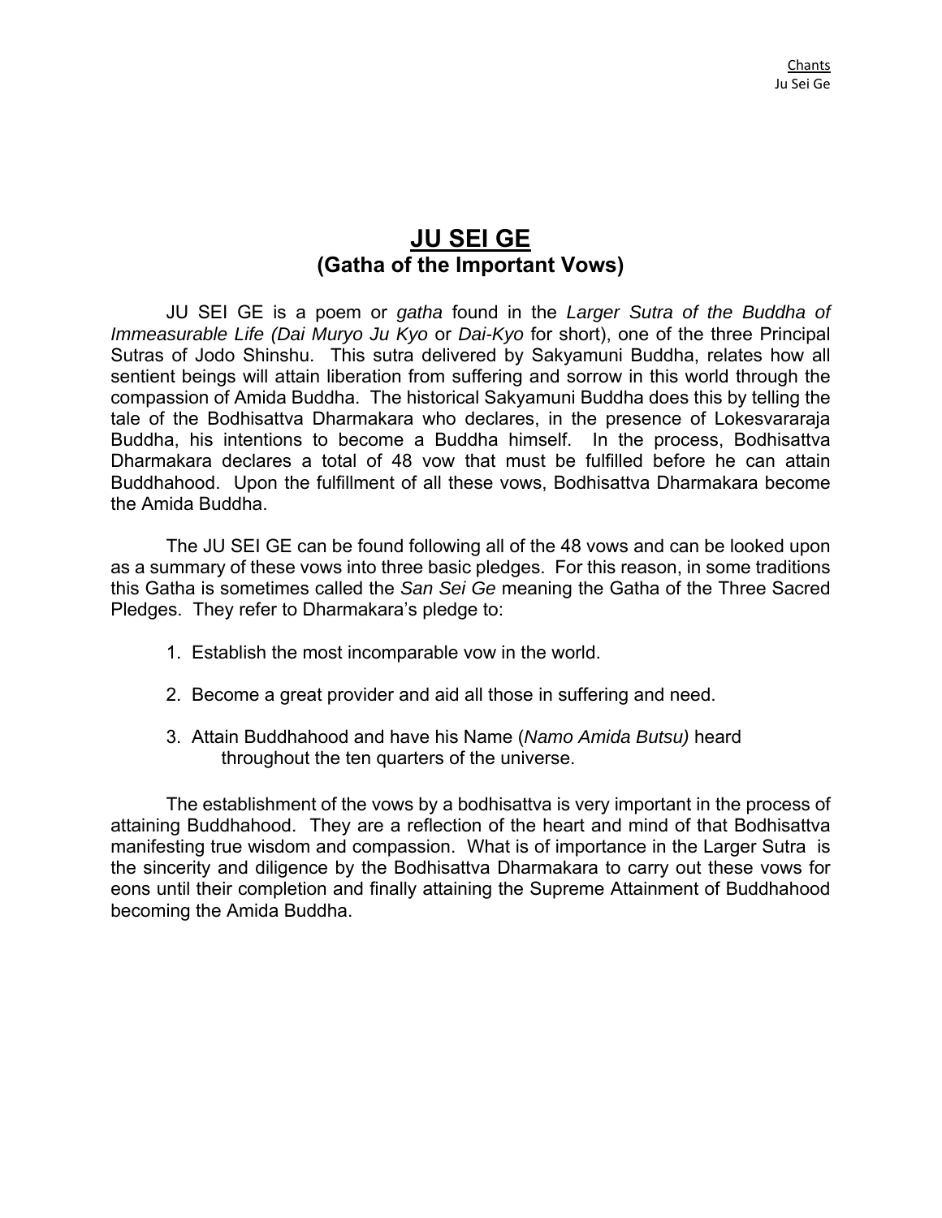# JU SEI GE

## (Gatha of the Important Vows)

JU SEI GE is a poem or *gatha* found in the *Larger Sutra of the Buddha of Immeasurable Life (Dai Muryo Ju Kyo* or *Dai-Kyo* for short), one of the three Principal Sutras of Jodo Shinshu. This sutra delivered by Sakyamuni Buddha, relates how all sentient beings will attain liberation from suffering and sorrow in this world through the compassion of Amida Buddha. The historical Sakyamuni Buddha does this by telling the tale of the Bodhisattva Dharmakara who declares, in the presence of Lokesvararaja Buddha, his intentions to become a Buddha himself. In the process, Bodhisattva Dharmakara declares a total of 48 vow that must be fulfilled before he can attain Buddhahood. Upon the fulfillment of all these vows, Bodhisattva Dharmakara become the Amida Buddha.

The JU SEI GE can be found following all of the 48 vows and can be looked upon as a summary of these vows into three basic pledges. For this reason, in some traditions this Gatha is sometimes called the *San Sei Ge* meaning the Gatha of the Three Sacred Pledges. They refer to Dharmakara's pledge to:

1. Establish the most incomparable vow in the world.
2. Become a great provider and aid all those in suffering and need.
3. Attain Buddhahood and have his Name (*Namo Amida Butsu)* heard throughout the ten quarters of the universe.

The establishment of the vows by a bodhisattva is very important in the process of attaining Buddhahood. They are a reflection of the heart and mind of that Bodhisattva manifesting true wisdom and compassion. What is of importance in the Larger Sutra is the sincerity and diligence by the Bodhisattva Dharmakara to carry out these vows for eons until their completion and finally attaining the Supreme Attainment of Buddhahood becoming the Amida Buddha.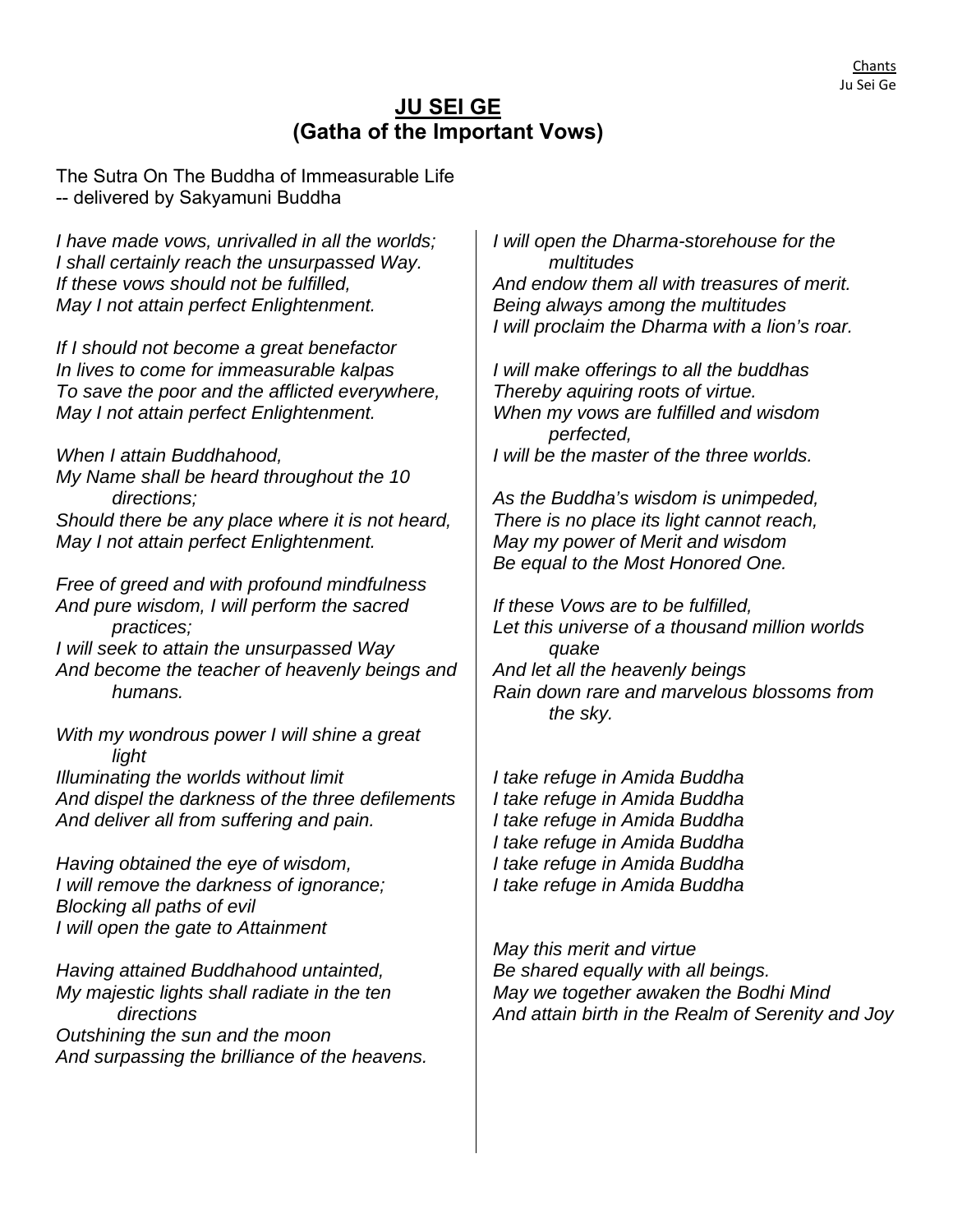# JU SEI GE
## (Gatha of the Important Vows)

The Sutra On The Buddha of Immeasurable Life
-- delivered by Sakyamuni Buddha

*I have made vows, unrivalled in all the worlds;*
*I shall certainly reach the unsurpassed Way.*
*If these vows should not be fulfilled,*
*May I not attain perfect Enlightenment.*

*If I should not become a great benefactor*
*In lives to come for immeasurable kalpas*
*To save the poor and the afflicted everywhere,*
*May I not attain perfect Enlightenment.*

*When I attain Buddhahood,*
*My Name shall be heard throughout the 10 directions;*
*Should there be any place where it is not heard,*
*May I not attain perfect Enlightenment.*

*Free of greed and with profound mindfulness*
*And pure wisdom, I will perform the sacred practices;*
*I will seek to attain the unsurpassed Way*
*And become the teacher of heavenly beings and humans.*

*With my wondrous power I will shine a great light*
*Illuminating the worlds without limit*
*And dispel the darkness of the three defilements*
*And deliver all from suffering and pain.*

*Having obtained the eye of wisdom,*
*I will remove the darkness of ignorance;*
*Blocking all paths of evil*
*I will open the gate to Attainment*

*Having attained Buddhahood untainted,*
*My majestic lights shall radiate in the ten directions*
*Outshining the sun and the moon*
*And surpassing the brilliance of the heavens.*

*I will open the Dharma-storehouse for the multitudes*
*And endow them all with treasures of merit.*
*Being always among the multitudes*
*I will proclaim the Dharma with a lion's roar.*

*I will make offerings to all the buddhas*
*Thereby aquiring roots of virtue.*
*When my vows are fulfilled and wisdom perfected,*
*I will be the master of the three worlds.*

*As the Buddha's wisdom is unimpeded,*
*There is no place its light cannot reach,*
*May my power of Merit and wisdom*
*Be equal to the Most Honored One.*

*If these Vows are to be fulfilled,*
*Let this universe of a thousand million worlds quake*
*And let all the heavenly beings*
*Rain down rare and marvelous blossoms from the sky.*

*I take refuge in Amida Buddha*
*I take refuge in Amida Buddha*
*I take refuge in Amida Buddha*
*I take refuge in Amida Buddha*
*I take refuge in Amida Buddha*
*I take refuge in Amida Buddha*

*May this merit and virtue*
*Be shared equally with all beings.*
*May we together awaken the Bodhi Mind*
*And attain birth in the Realm of Serenity and Joy*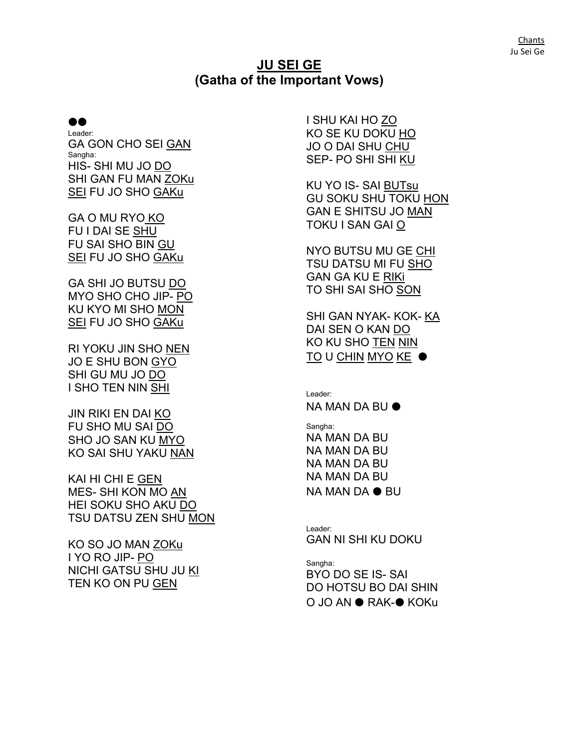# JU SEI GE
## (Gatha of the Important Vows)

●●

Leader:

GA GON CHO SEI GAN

Sangha:

HIS- SHI MU JO DO
SHI GAN FU MAN ZOKu
SEI FU JO SHO GAKu

GA O MU RYO KO
FU I DAI SE SHU
FU SAI SHO BIN GU
SEI FU JO SHO GAKu

GA SHI JO BUTSU DO
MYO SHO CHO JIP- PO
KU KYO MI SHO MON
SEI FU JO SHO GAKu

RI YOKU JIN SHO NEN
JO E SHU BON GYO
SHI GU MU JO DO
I SHO TEN NIN SHI

JIN RIKI EN DAI KO
FU SHO MU SAI DO
SHO JO SAN KU MYO
KO SAI SHU YAKU NAN

KAI HI CHI E GEN
MES- SHI KON MO AN
HEI SOKU SHO AKU DO
TSU DATSU ZEN SHU MON

KO SO JO MAN ZOKu
I YO RO JIP- PO
NICHI GATSU SHU JU KI
TEN KO ON PU GEN

I SHU KAI HO ZO
KO SE KU DOKU HO
JO O DAI SHU CHU
SEP- PO SHI SHI KU

KU YO IS- SAI BUTsu
GU SOKU SHU TOKU HON
GAN E SHITSU JO MAN
TOKU I SAN GAI O

NYO BUTSU MU GE CHI
TSU DATSU MI FU SHO
GAN GA KU E RIKi
TO SHI SAI SHO SON

SHI GAN NYAK- KOK- KA
DAI SEN O KAN DO
KO KU SHO TEN NIN
TO U CHIN MYO KE ●

Leader:

NA MAN DA BU ●

Sangha:

NA MAN DA BU
NA MAN DA BU
NA MAN DA BU
NA MAN DA BU
NA MAN DA ● BU

Leader:

GAN NI SHI KU DOKU

Sangha:

BYO DO SE IS- SAI
DO HOTSU BO DAI SHIN
O JO AN ● RAK-● KOKu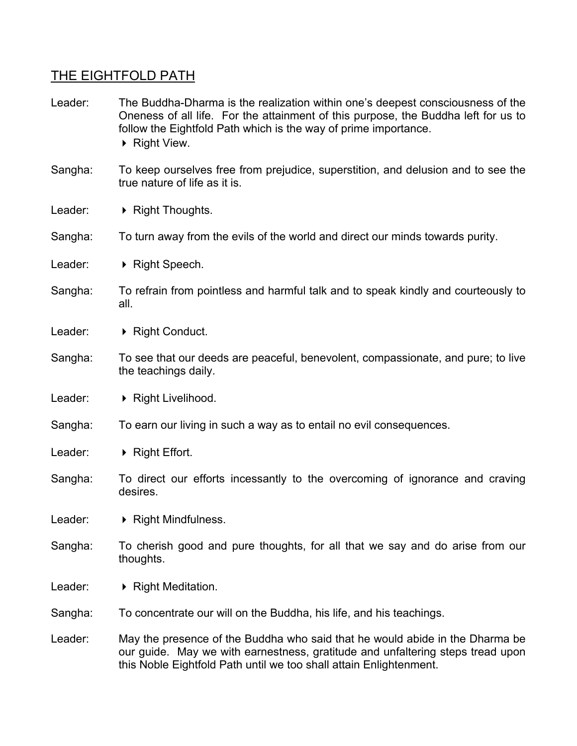## THE EIGHTFOLD PATH

**Leader:** The Buddha-Dharma is the realization within one's deepest consciousness of the Oneness of all life. For the attainment of this purpose, the Buddha left for us to follow the Eightfold Path which is the way of prime importance.

▸ Right View.

**Sangha:** To keep ourselves free from prejudice, superstition, and delusion and to see the true nature of life as it is.

**Leader:** ▸ Right Thoughts.

**Sangha:** To turn away from the evils of the world and direct our minds towards purity.

**Leader:** ▸ Right Speech.

**Sangha:** To refrain from pointless and harmful talk and to speak kindly and courteously to all.

**Leader:** ▸ Right Conduct.

**Sangha:** To see that our deeds are peaceful, benevolent, compassionate, and pure; to live the teachings daily.

**Leader:** ▸ Right Livelihood.

**Sangha:** To earn our living in such a way as to entail no evil consequences.

**Leader:** ▸ Right Effort.

**Sangha:** To direct our efforts incessantly to the overcoming of ignorance and craving desires.

**Leader:** ▸ Right Mindfulness.

**Sangha:** To cherish good and pure thoughts, for all that we say and do arise from our thoughts.

**Leader:** ▸ Right Meditation.

**Sangha:** To concentrate our will on the Buddha, his life, and his teachings.

**Leader:** May the presence of the Buddha who said that he would abide in the Dharma be our guide. May we with earnestness, gratitude and unfaltering steps tread upon this Noble Eightfold Path until we too shall attain Enlightenment.